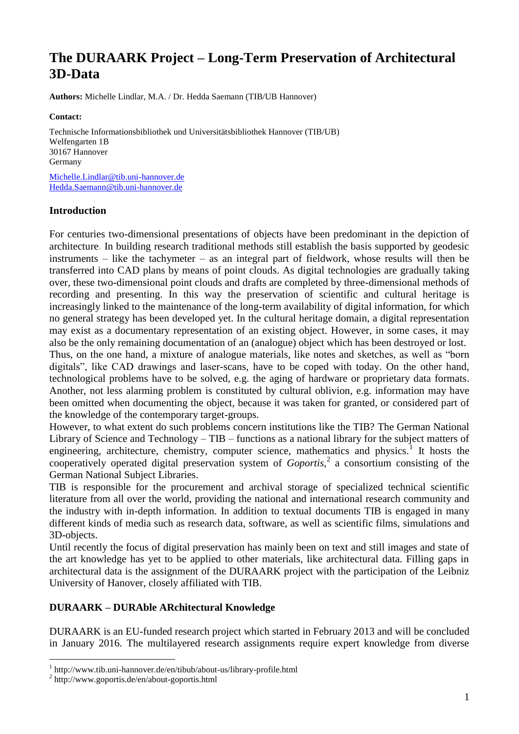# The DURAARK Project – Long-Term Preservation of Architectural 3D-Data

**Authors:** Michelle Lindlar, M.A. / Dr. Hedda Saemann (TIB/UB Hannover)

**Contact:**

Technische Informationsbibliothek und Universitätsbibliothek Hannover (TIB/UB)
Welfengarten 1B
30167 Hannover
Germany

Michelle.Lindlar@tib.uni-hannover.de
Hedda.Saemann@tib.uni-hannover.de

## Introduction

For centuries two-dimensional presentations of objects have been predominant in the depiction of architecture. In building research traditional methods still establish the basis supported by geodesic instruments – like the tachymeter – as an integral part of fieldwork, whose results will then be transferred into CAD plans by means of point clouds. As digital technologies are gradually taking over, these two-dimensional point clouds and drafts are completed by three-dimensional methods of recording and presenting. In this way the preservation of scientific and cultural heritage is increasingly linked to the maintenance of the long-term availability of digital information, for which no general strategy has been developed yet. In the cultural heritage domain, a digital representation may exist as a documentary representation of an existing object. However, in some cases, it may also be the only remaining documentation of an (analogue) object which has been destroyed or lost.
Thus, on the one hand, a mixture of analogue materials, like notes and sketches, as well as "born digitals", like CAD drawings and laser-scans, have to be coped with today. On the other hand, technological problems have to be solved, e.g. the aging of hardware or proprietary data formats. Another, not less alarming problem is constituted by cultural oblivion, e.g. information may have been omitted when documenting the object, because it was taken for granted, or considered part of the knowledge of the contemporary target-groups.
However, to what extent do such problems concern institutions like the TIB? The German National Library of Science and Technology – TIB – functions as a national library for the subject matters of engineering, architecture, chemistry, computer science, mathematics and physics.[1] It hosts the cooperatively operated digital preservation system of *Goportis*,[2] a consortium consisting of the German National Subject Libraries.
TIB is responsible for the procurement and archival storage of specialized technical scientific literature from all over the world, providing the national and international research community and the industry with in-depth information. In addition to textual documents TIB is engaged in many different kinds of media such as research data, software, as well as scientific films, simulations and 3D-objects.
Until recently the focus of digital preservation has mainly been on text and still images and state of the art knowledge has yet to be applied to other materials, like architectural data. Filling gaps in architectural data is the assignment of the DURAARK project with the participation of the Leibniz University of Hanover, closely affiliated with TIB.

## DURAARK – DURAble ARchitectural Knowledge

DURAARK is an EU-funded research project which started in February 2013 and will be concluded in January 2016. The multilayered research assignments require expert knowledge from diverse

[1] http://www.tib.uni-hannover.de/en/tibub/about-us/library-profile.html
[2] http://www.goportis.de/en/about-goportis.html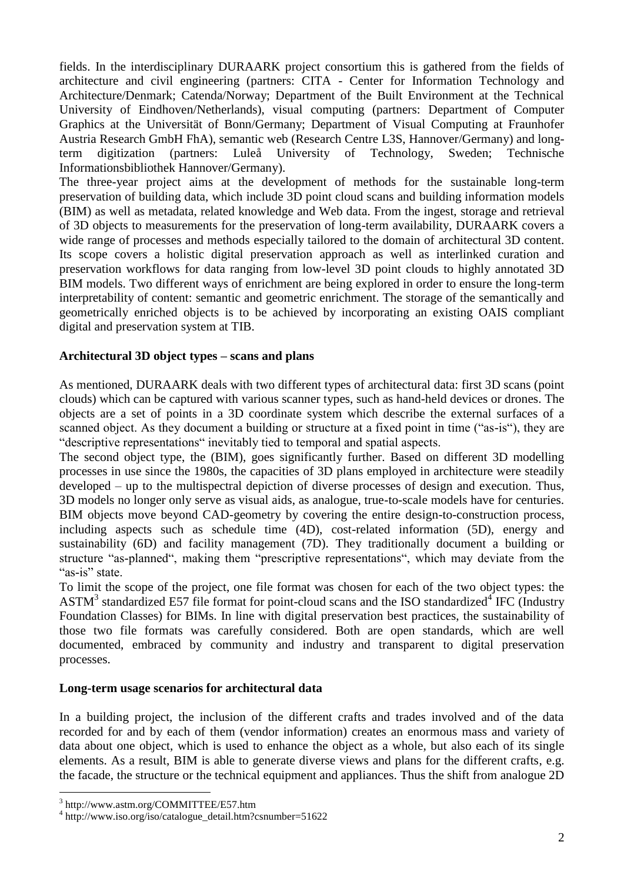fields. In the interdisciplinary DURAARK project consortium this is gathered from the fields of architecture and civil engineering (partners: CITA - Center for Information Technology and Architecture/Denmark; Catenda/Norway; Department of the Built Environment at the Technical University of Eindhoven/Netherlands), visual computing (partners: Department of Computer Graphics at the Universität of Bonn/Germany; Department of Visual Computing at Fraunhofer Austria Research GmbH FhA), semantic web (Research Centre L3S, Hannover/Germany) and long-term digitization (partners: Luleå University of Technology, Sweden; Technische Informationsbibliothek Hannover/Germany).

The three-year project aims at the development of methods for the sustainable long-term preservation of building data, which include 3D point cloud scans and building information models (BIM) as well as metadata, related knowledge and Web data. From the ingest, storage and retrieval of 3D objects to measurements for the preservation of long-term availability, DURAARK covers a wide range of processes and methods especially tailored to the domain of architectural 3D content. Its scope covers a holistic digital preservation approach as well as interlinked curation and preservation workflows for data ranging from low-level 3D point clouds to highly annotated 3D BIM models. Two different ways of enrichment are being explored in order to ensure the long-term interpretability of content: semantic and geometric enrichment. The storage of the semantically and geometrically enriched objects is to be achieved by incorporating an existing OAIS compliant digital and preservation system at TIB.

**Architectural 3D object types – scans and plans**

As mentioned, DURAARK deals with two different types of architectural data: first 3D scans (point clouds) which can be captured with various scanner types, such as hand-held devices or drones. The objects are a set of points in a 3D coordinate system which describe the external surfaces of a scanned object. As they document a building or structure at a fixed point in time ("as-is"), they are "descriptive representations" inevitably tied to temporal and spatial aspects.

The second object type, the (BIM), goes significantly further. Based on different 3D modelling processes in use since the 1980s, the capacities of 3D plans employed in architecture were steadily developed – up to the multispectral depiction of diverse processes of design and execution. Thus, 3D models no longer only serve as visual aids, as analogue, true-to-scale models have for centuries. BIM objects move beyond CAD-geometry by covering the entire design-to-construction process, including aspects such as schedule time (4D), cost-related information (5D), energy and sustainability (6D) and facility management (7D). They traditionally document a building or structure "as-planned", making them "prescriptive representations", which may deviate from the "as-is" state.

To limit the scope of the project, one file format was chosen for each of the two object types: the ASTM[3] standardized E57 file format for point-cloud scans and the ISO standardized[4] IFC (Industry Foundation Classes) for BIMs. In line with digital preservation best practices, the sustainability of those two file formats was carefully considered. Both are open standards, which are well documented, embraced by community and industry and transparent to digital preservation processes.

**Long-term usage scenarios for architectural data**

In a building project, the inclusion of the different crafts and trades involved and of the data recorded for and by each of them (vendor information) creates an enormous mass and variety of data about one object, which is used to enhance the object as a whole, but also each of its single elements. As a result, BIM is able to generate diverse views and plans for the different crafts, e.g. the facade, the structure or the technical equipment and appliances. Thus the shift from analogue 2D

[3] http://www.astm.org/COMMITTEE/E57.htm

[4] http://www.iso.org/iso/catalogue_detail.htm?csnumber=51622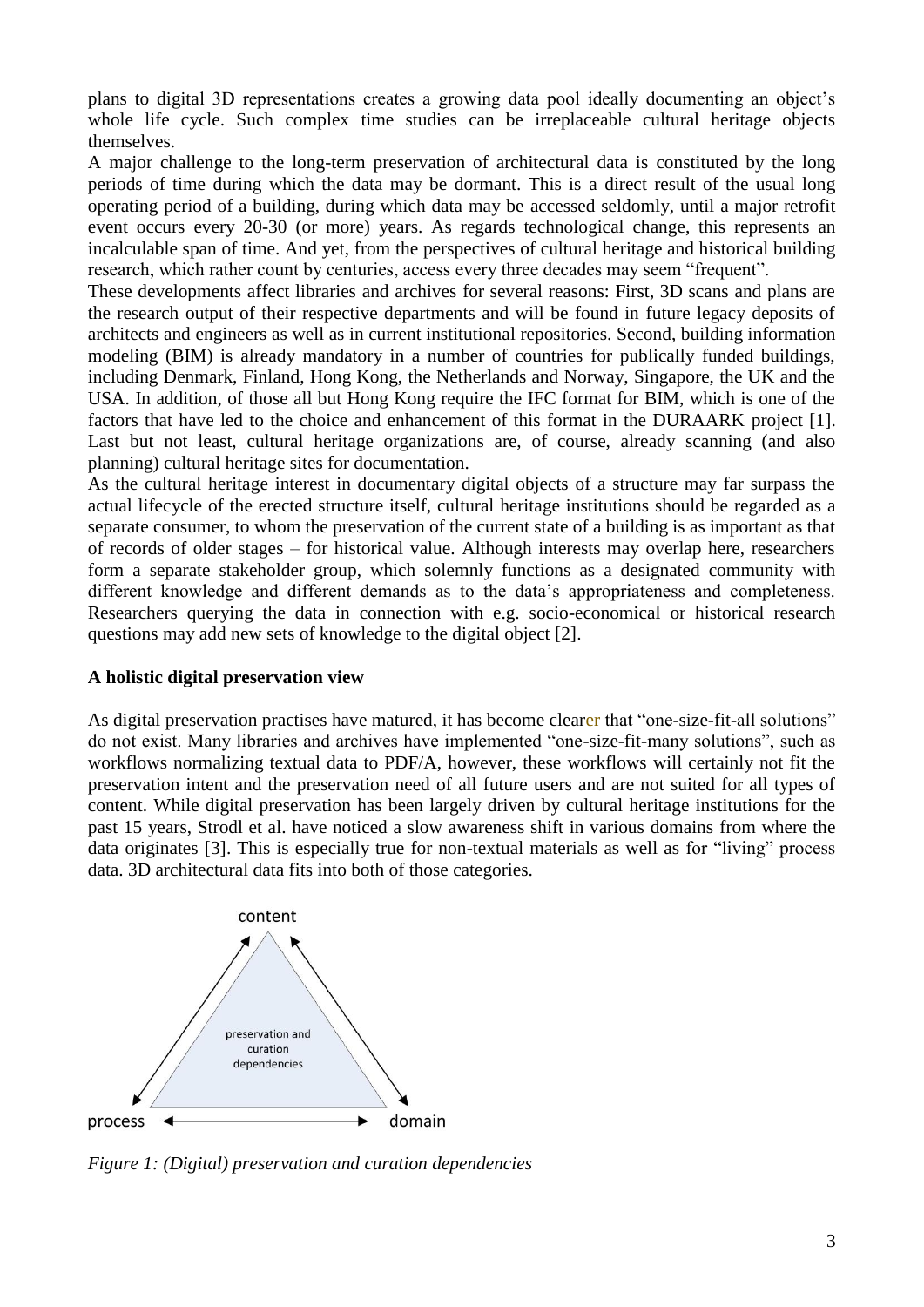plans to digital 3D representations creates a growing data pool ideally documenting an object's whole life cycle. Such complex time studies can be irreplaceable cultural heritage objects themselves.

A major challenge to the long-term preservation of architectural data is constituted by the long periods of time during which the data may be dormant. This is a direct result of the usual long operating period of a building, during which data may be accessed seldomly, until a major retrofit event occurs every 20-30 (or more) years. As regards technological change, this represents an incalculable span of time. And yet, from the perspectives of cultural heritage and historical building research, which rather count by centuries, access every three decades may seem "frequent".

These developments affect libraries and archives for several reasons: First, 3D scans and plans are the research output of their respective departments and will be found in future legacy deposits of architects and engineers as well as in current institutional repositories. Second, building information modeling (BIM) is already mandatory in a number of countries for publically funded buildings, including Denmark, Finland, Hong Kong, the Netherlands and Norway, Singapore, the UK and the USA. In addition, of those all but Hong Kong require the IFC format for BIM, which is one of the factors that have led to the choice and enhancement of this format in the DURAARK project [1]. Last but not least, cultural heritage organizations are, of course, already scanning (and also planning) cultural heritage sites for documentation.

As the cultural heritage interest in documentary digital objects of a structure may far surpass the actual lifecycle of the erected structure itself, cultural heritage institutions should be regarded as a separate consumer, to whom the preservation of the current state of a building is as important as that of records of older stages – for historical value. Although interests may overlap here, researchers form a separate stakeholder group, which solemnly functions as a designated community with different knowledge and different demands as to the data's appropriateness and completeness. Researchers querying the data in connection with e.g. socio-economical or historical research questions may add new sets of knowledge to the digital object [2].

**A holistic digital preservation view**

As digital preservation practises have matured, it has become clearer that "one-size-fit-all solutions" do not exist. Many libraries and archives have implemented "one-size-fit-many solutions", such as workflows normalizing textual data to PDF/A, however, these workflows will certainly not fit the preservation intent and the preservation need of all future users and are not suited for all types of content. While digital preservation has been largely driven by cultural heritage institutions for the past 15 years, Strodl et al. have noticed a slow awareness shift in various domains from where the data originates [3]. This is especially true for non-textual materials as well as for "living" process data. 3D architectural data fits into both of those categories.

content

preservation and curation dependencies

process ⟷ domain

*Figure 1: (Digital) preservation and curation dependencies*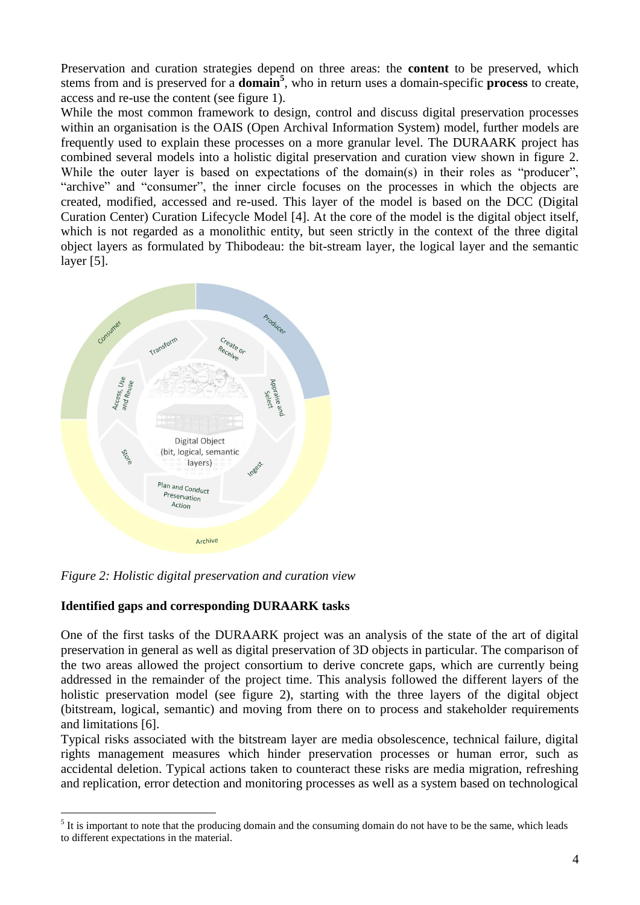Preservation and curation strategies depend on three areas: the **content** to be preserved, which stems from and is preserved for a **domain**[5], who in return uses a domain-specific **process** to create, access and re-use the content (see figure 1).

While the most common framework to design, control and discuss digital preservation processes within an organisation is the OAIS (Open Archival Information System) model, further models are frequently used to explain these processes on a more granular level. The DURAARK project has combined several models into a holistic digital preservation and curation view shown in figure 2. While the outer layer is based on expectations of the domain(s) in their roles as "producer", "archive" and "consumer", the inner circle focuses on the processes in which the objects are created, modified, accessed and re-used. This layer of the model is based on the DCC (Digital Curation Center) Curation Lifecycle Model [4]. At the core of the model is the digital object itself, which is not regarded as a monolithic entity, but seen strictly in the context of the three digital object layers as formulated by Thibodeau: the bit-stream layer, the logical layer and the semantic layer [5].

*Figure 2: Holistic digital preservation and curation view*

**Identified gaps and corresponding DURAARK tasks**

One of the first tasks of the DURAARK project was an analysis of the state of the art of digital preservation in general as well as digital preservation of 3D objects in particular. The comparison of the two areas allowed the project consortium to derive concrete gaps, which are currently being addressed in the remainder of the project time. This analysis followed the different layers of the holistic preservation model (see figure 2), starting with the three layers of the digital object (bitstream, logical, semantic) and moving from there on to process and stakeholder requirements and limitations [6].

Typical risks associated with the bitstream layer are media obsolescence, technical failure, digital rights management measures which hinder preservation processes or human error, such as accidental deletion. Typical actions taken to counteract these risks are media migration, refreshing and replication, error detection and monitoring processes as well as a system based on technological

[5] It is important to note that the producing domain and the consuming domain do not have to be the same, which leads to different expectations in the material.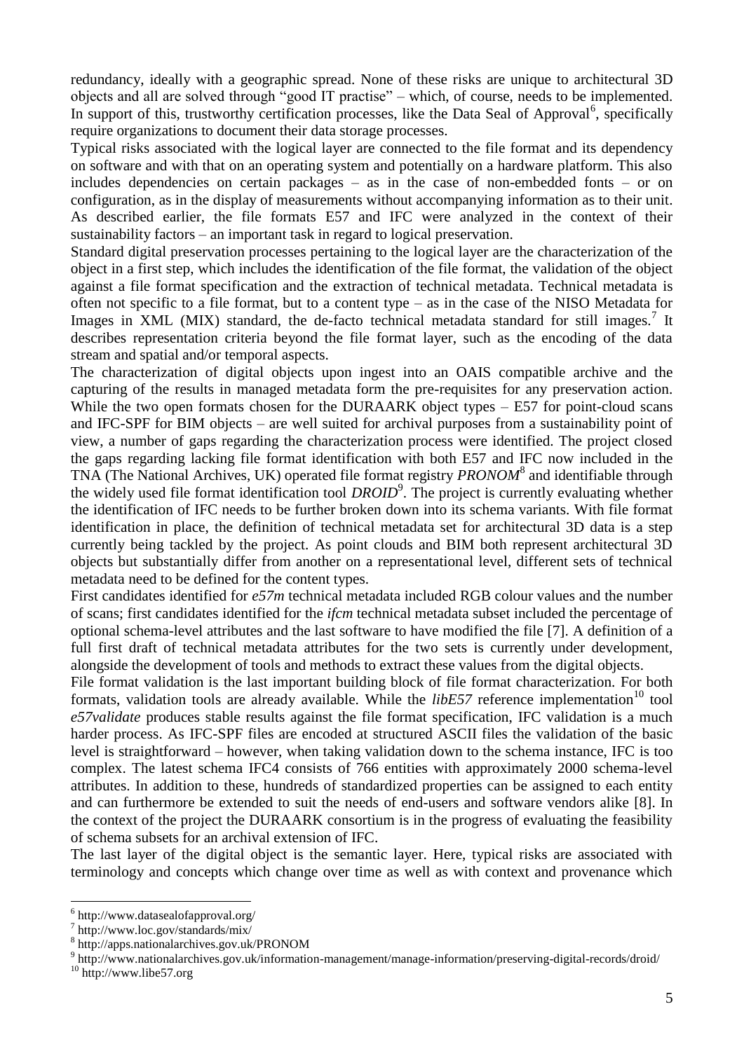redundancy, ideally with a geographic spread. None of these risks are unique to architectural 3D objects and all are solved through "good IT practise" – which, of course, needs to be implemented. In support of this, trustworthy certification processes, like the Data Seal of Approval[6], specifically require organizations to document their data storage processes.

Typical risks associated with the logical layer are connected to the file format and its dependency on software and with that on an operating system and potentially on a hardware platform. This also includes dependencies on certain packages – as in the case of non-embedded fonts – or on configuration, as in the display of measurements without accompanying information as to their unit. As described earlier, the file formats E57 and IFC were analyzed in the context of their sustainability factors – an important task in regard to logical preservation.

Standard digital preservation processes pertaining to the logical layer are the characterization of the object in a first step, which includes the identification of the file format, the validation of the object against a file format specification and the extraction of technical metadata. Technical metadata is often not specific to a file format, but to a content type – as in the case of the NISO Metadata for Images in XML (MIX) standard, the de-facto technical metadata standard for still images.[7] It describes representation criteria beyond the file format layer, such as the encoding of the data stream and spatial and/or temporal aspects.

The characterization of digital objects upon ingest into an OAIS compatible archive and the capturing of the results in managed metadata form the pre-requisites for any preservation action. While the two open formats chosen for the DURAARK object types – E57 for point-cloud scans and IFC-SPF for BIM objects – are well suited for archival purposes from a sustainability point of view, a number of gaps regarding the characterization process were identified. The project closed the gaps regarding lacking file format identification with both E57 and IFC now included in the TNA (The National Archives, UK) operated file format registry *PRONOM*[8] and identifiable through the widely used file format identification tool *DROID*[9]. The project is currently evaluating whether the identification of IFC needs to be further broken down into its schema variants. With file format identification in place, the definition of technical metadata set for architectural 3D data is a step currently being tackled by the project. As point clouds and BIM both represent architectural 3D objects but substantially differ from another on a representational level, different sets of technical metadata need to be defined for the content types.

First candidates identified for *e57m* technical metadata included RGB colour values and the number of scans; first candidates identified for the *ifcm* technical metadata subset included the percentage of optional schema-level attributes and the last software to have modified the file [7]. A definition of a full first draft of technical metadata attributes for the two sets is currently under development, alongside the development of tools and methods to extract these values from the digital objects.

File format validation is the last important building block of file format characterization. For both formats, validation tools are already available. While the *libE57* reference implementation[10] tool *e57validate* produces stable results against the file format specification, IFC validation is a much harder process. As IFC-SPF files are encoded at structured ASCII files the validation of the basic level is straightforward – however, when taking validation down to the schema instance, IFC is too complex. The latest schema IFC4 consists of 766 entities with approximately 2000 schema-level attributes. In addition to these, hundreds of standardized properties can be assigned to each entity and can furthermore be extended to suit the needs of end-users and software vendors alike [8]. In the context of the project the DURAARK consortium is in the progress of evaluating the feasibility of schema subsets for an archival extension of IFC.

The last layer of the digital object is the semantic layer. Here, typical risks are associated with terminology and concepts which change over time as well as with context and provenance which

---

[6] http://www.datasealofapproval.org/

[7] http://www.loc.gov/standards/mix/

[8] http://apps.nationalarchives.gov.uk/PRONOM

[9] http://www.nationalarchives.gov.uk/information-management/manage-information/preserving-digital-records/droid/

[10] http://www.libe57.org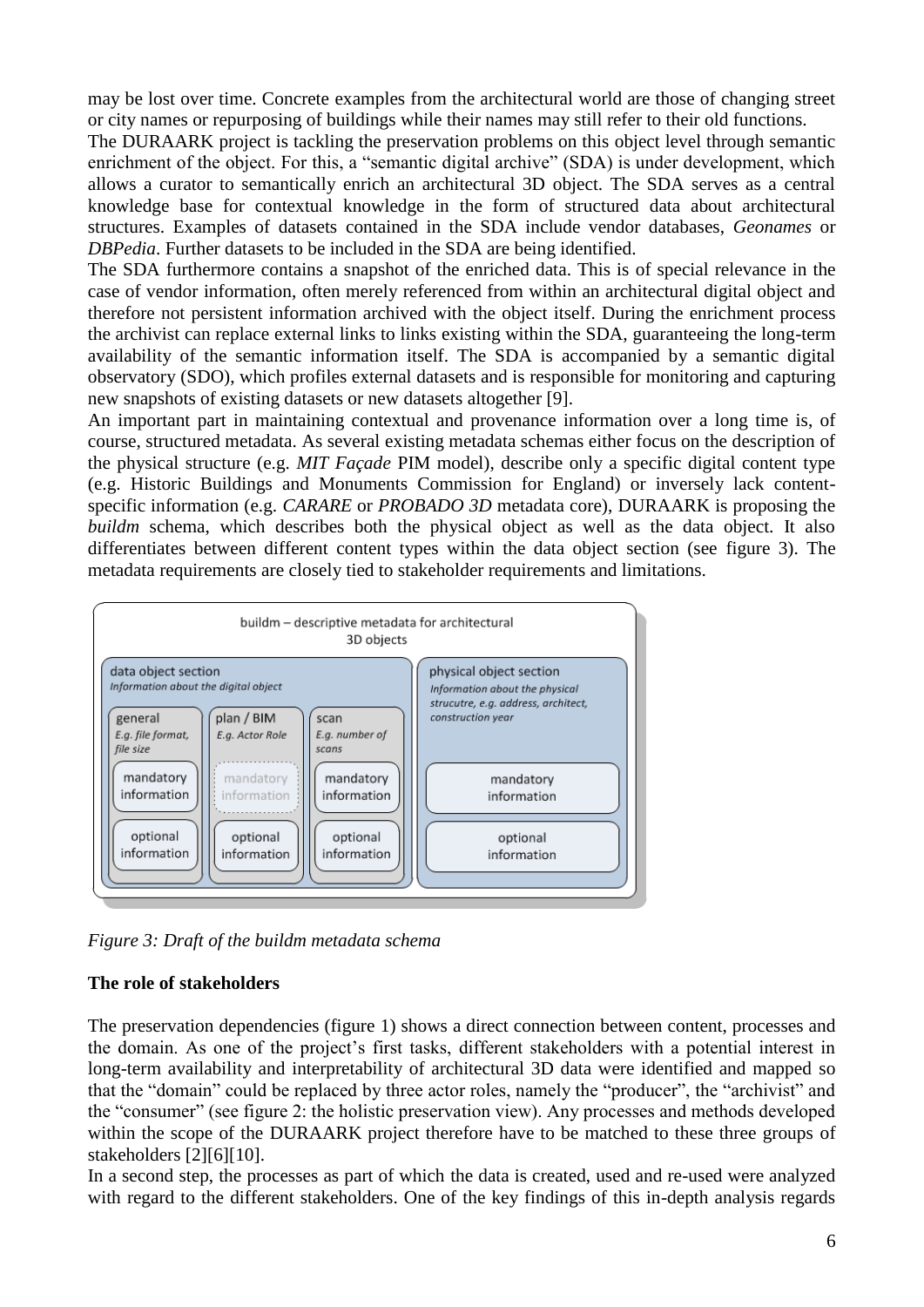may be lost over time. Concrete examples from the architectural world are those of changing street or city names or repurposing of buildings while their names may still refer to their old functions.

The DURAARK project is tackling the preservation problems on this object level through semantic enrichment of the object. For this, a "semantic digital archive" (SDA) is under development, which allows a curator to semantically enrich an architectural 3D object. The SDA serves as a central knowledge base for contextual knowledge in the form of structured data about architectural structures. Examples of datasets contained in the SDA include vendor databases, *Geonames* or *DBPedia*. Further datasets to be included in the SDA are being identified.

The SDA furthermore contains a snapshot of the enriched data. This is of special relevance in the case of vendor information, often merely referenced from within an architectural digital object and therefore not persistent information archived with the object itself. During the enrichment process the archivist can replace external links to links existing within the SDA, guaranteeing the long-term availability of the semantic information itself. The SDA is accompanied by a semantic digital observatory (SDO), which profiles external datasets and is responsible for monitoring and capturing new snapshots of existing datasets or new datasets altogether [9].

An important part in maintaining contextual and provenance information over a long time is, of course, structured metadata. As several existing metadata schemas either focus on the description of the physical structure (e.g. *MIT Façade* PIM model), describe only a specific digital content type (e.g. Historic Buildings and Monuments Commission for England) or inversely lack content-specific information (e.g. *CARARE* or *PROBADO 3D* metadata core), DURAARK is proposing the *buildm* schema, which describes both the physical object as well as the data object. It also differentiates between different content types within the data object section (see figure 3). The metadata requirements are closely tied to stakeholder requirements and limitations.

*Figure 3: Draft of the buildm metadata schema*

**The role of stakeholders**

The preservation dependencies (figure 1) shows a direct connection between content, processes and the domain. As one of the project's first tasks, different stakeholders with a potential interest in long-term availability and interpretability of architectural 3D data were identified and mapped so that the "domain" could be replaced by three actor roles, namely the "producer", the "archivist" and the "consumer" (see figure 2: the holistic preservation view). Any processes and methods developed within the scope of the DURAARK project therefore have to be matched to these three groups of stakeholders [2][6][10].

In a second step, the processes as part of which the data is created, used and re-used were analyzed with regard to the different stakeholders. One of the key findings of this in-depth analysis regards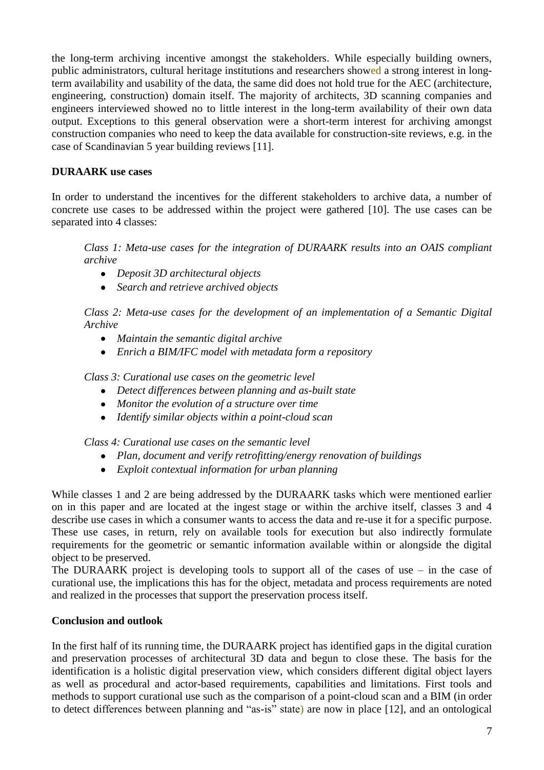the long-term archiving incentive amongst the stakeholders. While especially building owners, public administrators, cultural heritage institutions and researchers showed a strong interest in long-term availability and usability of the data, the same did does not hold true for the AEC (architecture, engineering, construction) domain itself. The majority of architects, 3D scanning companies and engineers interviewed showed no to little interest in the long-term availability of their own data output. Exceptions to this general observation were a short-term interest for archiving amongst construction companies who need to keep the data available for construction-site reviews, e.g. in the case of Scandinavian 5 year building reviews [11].

**DURAARK use cases**

In order to understand the incentives for the different stakeholders to archive data, a number of concrete use cases to be addressed within the project were gathered [10]. The use cases can be separated into 4 classes:

*Class 1: Meta-use cases for the integration of DURAARK results into an OAIS compliant archive*

- *Deposit 3D architectural objects*
- *Search and retrieve archived objects*

*Class 2: Meta-use cases for the development of an implementation of a Semantic Digital Archive*

- *Maintain the semantic digital archive*
- *Enrich a BIM/IFC model with metadata form a repository*

*Class 3: Curational use cases on the geometric level*

- *Detect differences between planning and as-built state*
- *Monitor the evolution of a structure over time*
- *Identify similar objects within a point-cloud scan*

*Class 4: Curational use cases on the semantic level*

- *Plan, document and verify retrofitting/energy renovation of buildings*
- *Exploit contextual information for urban planning*

While classes 1 and 2 are being addressed by the DURAARK tasks which were mentioned earlier on in this paper and are located at the ingest stage or within the archive itself, classes 3 and 4 describe use cases in which a consumer wants to access the data and re-use it for a specific purpose. These use cases, in return, rely on available tools for execution but also indirectly formulate requirements for the geometric or semantic information available within or alongside the digital object to be preserved.

The DURAARK project is developing tools to support all of the cases of use – in the case of curational use, the implications this has for the object, metadata and process requirements are noted and realized in the processes that support the preservation process itself.

**Conclusion and outlook**

In the first half of its running time, the DURAARK project has identified gaps in the digital curation and preservation processes of architectural 3D data and begun to close these. The basis for the identification is a holistic digital preservation view, which considers different digital object layers as well as procedural and actor-based requirements, capabilities and limitations. First tools and methods to support curational use such as the comparison of a point-cloud scan and a BIM (in order to detect differences between planning and "as-is" state) are now in place [12], and an ontological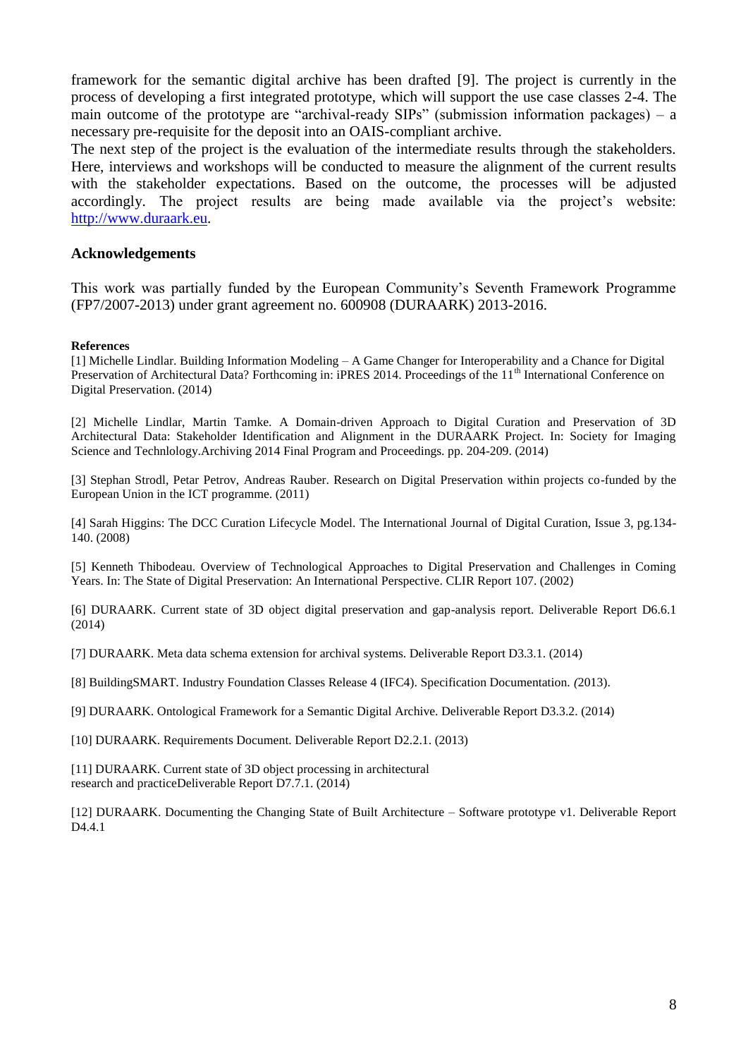framework for the semantic digital archive has been drafted [9]. The project is currently in the process of developing a first integrated prototype, which will support the use case classes 2-4. The main outcome of the prototype are "archival-ready SIPs" (submission information packages) – a necessary pre-requisite for the deposit into an OAIS-compliant archive.

The next step of the project is the evaluation of the intermediate results through the stakeholders. Here, interviews and workshops will be conducted to measure the alignment of the current results with the stakeholder expectations. Based on the outcome, the processes will be adjusted accordingly. The project results are being made available via the project's website: http://www.duraark.eu.

### Acknowledgements

This work was partially funded by the European Community's Seventh Framework Programme (FP7/2007-2013) under grant agreement no. 600908 (DURAARK) 2013-2016.

**References**

[1] Michelle Lindlar. Building Information Modeling – A Game Changer for Interoperability and a Chance for Digital Preservation of Architectural Data? Forthcoming in: iPRES 2014. Proceedings of the 11th International Conference on Digital Preservation. (2014)

[2] Michelle Lindlar, Martin Tamke. A Domain-driven Approach to Digital Curation and Preservation of 3D Architectural Data: Stakeholder Identification and Alignment in the DURAARK Project. In: Society for Imaging Science and Technlology.Archiving 2014 Final Program and Proceedings. pp. 204-209. (2014)

[3] Stephan Strodl, Petar Petrov, Andreas Rauber. Research on Digital Preservation within projects co-funded by the European Union in the ICT programme. (2011)

[4] Sarah Higgins: The DCC Curation Lifecycle Model. The International Journal of Digital Curation, Issue 3, pg.134-140. (2008)

[5] Kenneth Thibodeau. Overview of Technological Approaches to Digital Preservation and Challenges in Coming Years. In: The State of Digital Preservation: An International Perspective. CLIR Report 107. (2002)

[6] DURAARK. Current state of 3D object digital preservation and gap-analysis report. Deliverable Report D6.6.1 (2014)

[7] DURAARK. Meta data schema extension for archival systems. Deliverable Report D3.3.1. (2014)

[8] BuildingSMART. Industry Foundation Classes Release 4 (IFC4). Specification Documentation. *(*2013).

[9] DURAARK. Ontological Framework for a Semantic Digital Archive. Deliverable Report D3.3.2. (2014)

[10] DURAARK. Requirements Document. Deliverable Report D2.2.1. (2013)

[11] DURAARK. Current state of 3D object processing in architectural research and practiceDeliverable Report D7.7.1. (2014)

[12] DURAARK. Documenting the Changing State of Built Architecture – Software prototype v1. Deliverable Report D4.4.1